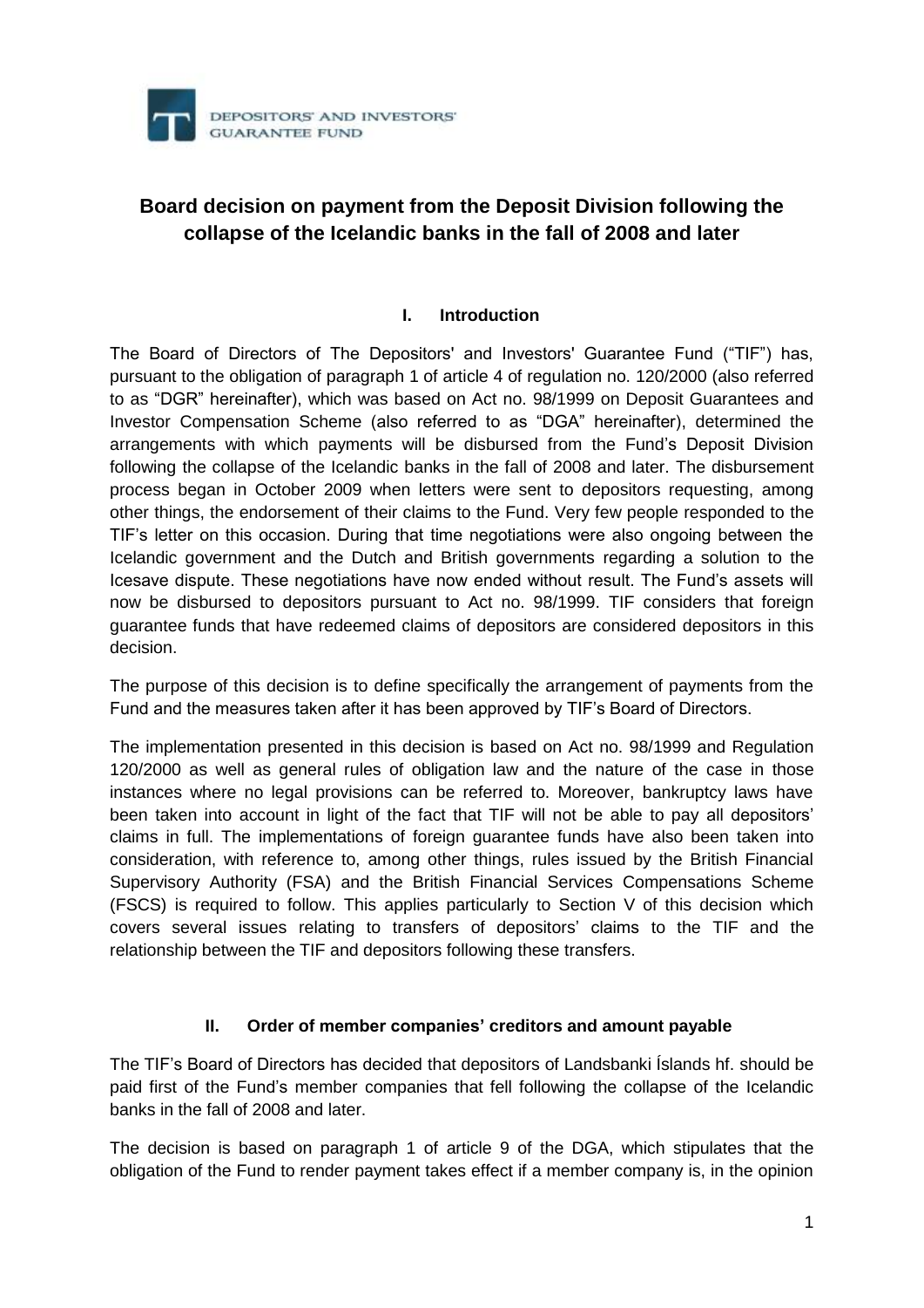DEPOSITORS' AND INVESTORS' GUARANTEE FUND

# Board decision on payment from the Deposit Division following the collapse of the Icelandic banks in the fall of 2008 and later

## I. Introduction

The Board of Directors of The Depositors' and Investors' Guarantee Fund ("TIF") has, pursuant to the obligation of paragraph 1 of article 4 of regulation no. 120/2000 (also referred to as "DGR" hereinafter), which was based on Act no. 98/1999 on Deposit Guarantees and Investor Compensation Scheme (also referred to as "DGA" hereinafter), determined the arrangements with which payments will be disbursed from the Fund's Deposit Division following the collapse of the Icelandic banks in the fall of 2008 and later. The disbursement process began in October 2009 when letters were sent to depositors requesting, among other things, the endorsement of their claims to the Fund. Very few people responded to the TIF's letter on this occasion. During that time negotiations were also ongoing between the Icelandic government and the Dutch and British governments regarding a solution to the Icesave dispute. These negotiations have now ended without result. The Fund's assets will now be disbursed to depositors pursuant to Act no. 98/1999. TIF considers that foreign guarantee funds that have redeemed claims of depositors are considered depositors in this decision.

The purpose of this decision is to define specifically the arrangement of payments from the Fund and the measures taken after it has been approved by TIF's Board of Directors.

The implementation presented in this decision is based on Act no. 98/1999 and Regulation 120/2000 as well as general rules of obligation law and the nature of the case in those instances where no legal provisions can be referred to. Moreover, bankruptcy laws have been taken into account in light of the fact that TIF will not be able to pay all depositors' claims in full. The implementations of foreign guarantee funds have also been taken into consideration, with reference to, among other things, rules issued by the British Financial Supervisory Authority (FSA) and the British Financial Services Compensations Scheme (FSCS) is required to follow. This applies particularly to Section V of this decision which covers several issues relating to transfers of depositors' claims to the TIF and the relationship between the TIF and depositors following these transfers.

## II. Order of member companies' creditors and amount payable

The TIF's Board of Directors has decided that depositors of Landsbanki Íslands hf. should be paid first of the Fund's member companies that fell following the collapse of the Icelandic banks in the fall of 2008 and later.

The decision is based on paragraph 1 of article 9 of the DGA, which stipulates that the obligation of the Fund to render payment takes effect if a member company is, in the opinion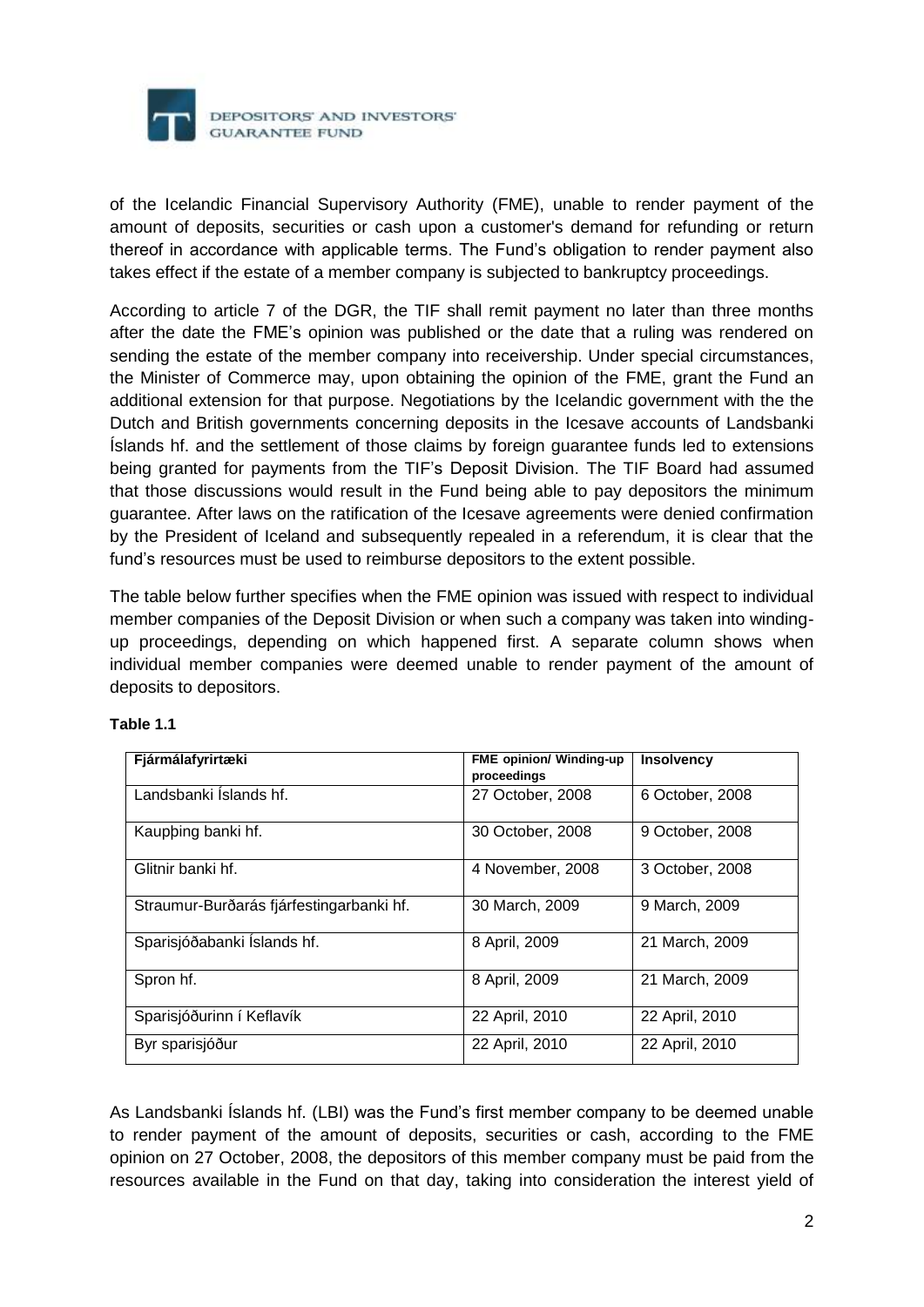of the Icelandic Financial Supervisory Authority (FME), unable to render payment of the amount of deposits, securities or cash upon a customer's demand for refunding or return thereof in accordance with applicable terms. The Fund's obligation to render payment also takes effect if the estate of a member company is subjected to bankruptcy proceedings.

According to article 7 of the DGR, the TIF shall remit payment no later than three months after the date the FME's opinion was published or the date that a ruling was rendered on sending the estate of the member company into receivership. Under special circumstances, the Minister of Commerce may, upon obtaining the opinion of the FME, grant the Fund an additional extension for that purpose. Negotiations by the Icelandic government with the the Dutch and British governments concerning deposits in the Icesave accounts of Landsbanki Íslands hf. and the settlement of those claims by foreign guarantee funds led to extensions being granted for payments from the TIF's Deposit Division. The TIF Board had assumed that those discussions would result in the Fund being able to pay depositors the minimum guarantee. After laws on the ratification of the Icesave agreements were denied confirmation by the President of Iceland and subsequently repealed in a referendum, it is clear that the fund's resources must be used to reimburse depositors to the extent possible.

The table below further specifies when the FME opinion was issued with respect to individual member companies of the Deposit Division or when such a company was taken into winding-up proceedings, depending on which happened first. A separate column shows when individual member companies were deemed unable to render payment of the amount of deposits to depositors.

**Table 1.1**

| Fjármálafyrirtæki | FME opinion/ Winding-up proceedings | Insolvency |
|---|---|---|
| Landsbanki Íslands hf. | 27 October, 2008 | 6 October, 2008 |
| Kaupþing banki hf. | 30 October, 2008 | 9 October, 2008 |
| Glitnir banki hf. | 4 November, 2008 | 3 October, 2008 |
| Straumur-Burðarás fjárfestingarbanki hf. | 30 March, 2009 | 9 March, 2009 |
| Sparisjóðabanki Íslands hf. | 8 April, 2009 | 21 March, 2009 |
| Spron hf. | 8 April, 2009 | 21 March, 2009 |
| Sparisjóðurinn í Keflavík | 22 April, 2010 | 22 April, 2010 |
| Byr sparisjóður | 22 April, 2010 | 22 April, 2010 |

As Landsbanki Íslands hf. (LBI) was the Fund's first member company to be deemed unable to render payment of the amount of deposits, securities or cash, according to the FME opinion on 27 October, 2008, the depositors of this member company must be paid from the resources available in the Fund on that day, taking into consideration the interest yield of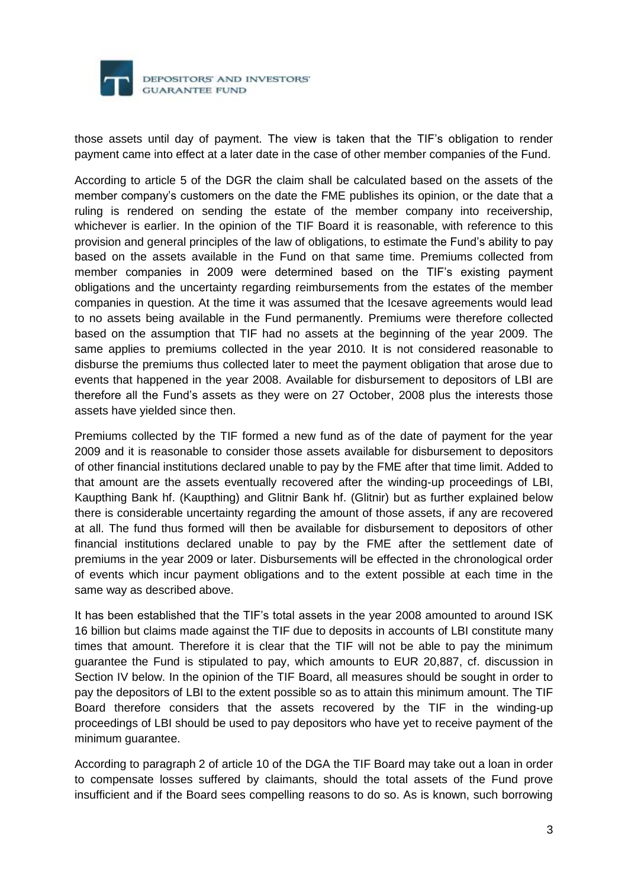those assets until day of payment. The view is taken that the TIF's obligation to render payment came into effect at a later date in the case of other member companies of the Fund.

According to article 5 of the DGR the claim shall be calculated based on the assets of the member company's customers on the date the FME publishes its opinion, or the date that a ruling is rendered on sending the estate of the member company into receivership, whichever is earlier. In the opinion of the TIF Board it is reasonable, with reference to this provision and general principles of the law of obligations, to estimate the Fund's ability to pay based on the assets available in the Fund on that same time. Premiums collected from member companies in 2009 were determined based on the TIF's existing payment obligations and the uncertainty regarding reimbursements from the estates of the member companies in question. At the time it was assumed that the Icesave agreements would lead to no assets being available in the Fund permanently. Premiums were therefore collected based on the assumption that TIF had no assets at the beginning of the year 2009. The same applies to premiums collected in the year 2010. It is not considered reasonable to disburse the premiums thus collected later to meet the payment obligation that arose due to events that happened in the year 2008. Available for disbursement to depositors of LBI are therefore all the Fund's assets as they were on 27 October, 2008 plus the interests those assets have yielded since then.

Premiums collected by the TIF formed a new fund as of the date of payment for the year 2009 and it is reasonable to consider those assets available for disbursement to depositors of other financial institutions declared unable to pay by the FME after that time limit. Added to that amount are the assets eventually recovered after the winding-up proceedings of LBI, Kaupthing Bank hf. (Kaupthing) and Glitnir Bank hf. (Glitnir) but as further explained below there is considerable uncertainty regarding the amount of those assets, if any are recovered at all. The fund thus formed will then be available for disbursement to depositors of other financial institutions declared unable to pay by the FME after the settlement date of premiums in the year 2009 or later. Disbursements will be effected in the chronological order of events which incur payment obligations and to the extent possible at each time in the same way as described above.

It has been established that the TIF's total assets in the year 2008 amounted to around ISK 16 billion but claims made against the TIF due to deposits in accounts of LBI constitute many times that amount. Therefore it is clear that the TIF will not be able to pay the minimum guarantee the Fund is stipulated to pay, which amounts to EUR 20,887, cf. discussion in Section IV below. In the opinion of the TIF Board, all measures should be sought in order to pay the depositors of LBI to the extent possible so as to attain this minimum amount. The TIF Board therefore considers that the assets recovered by the TIF in the winding-up proceedings of LBI should be used to pay depositors who have yet to receive payment of the minimum guarantee.

According to paragraph 2 of article 10 of the DGA the TIF Board may take out a loan in order to compensate losses suffered by claimants, should the total assets of the Fund prove insufficient and if the Board sees compelling reasons to do so. As is known, such borrowing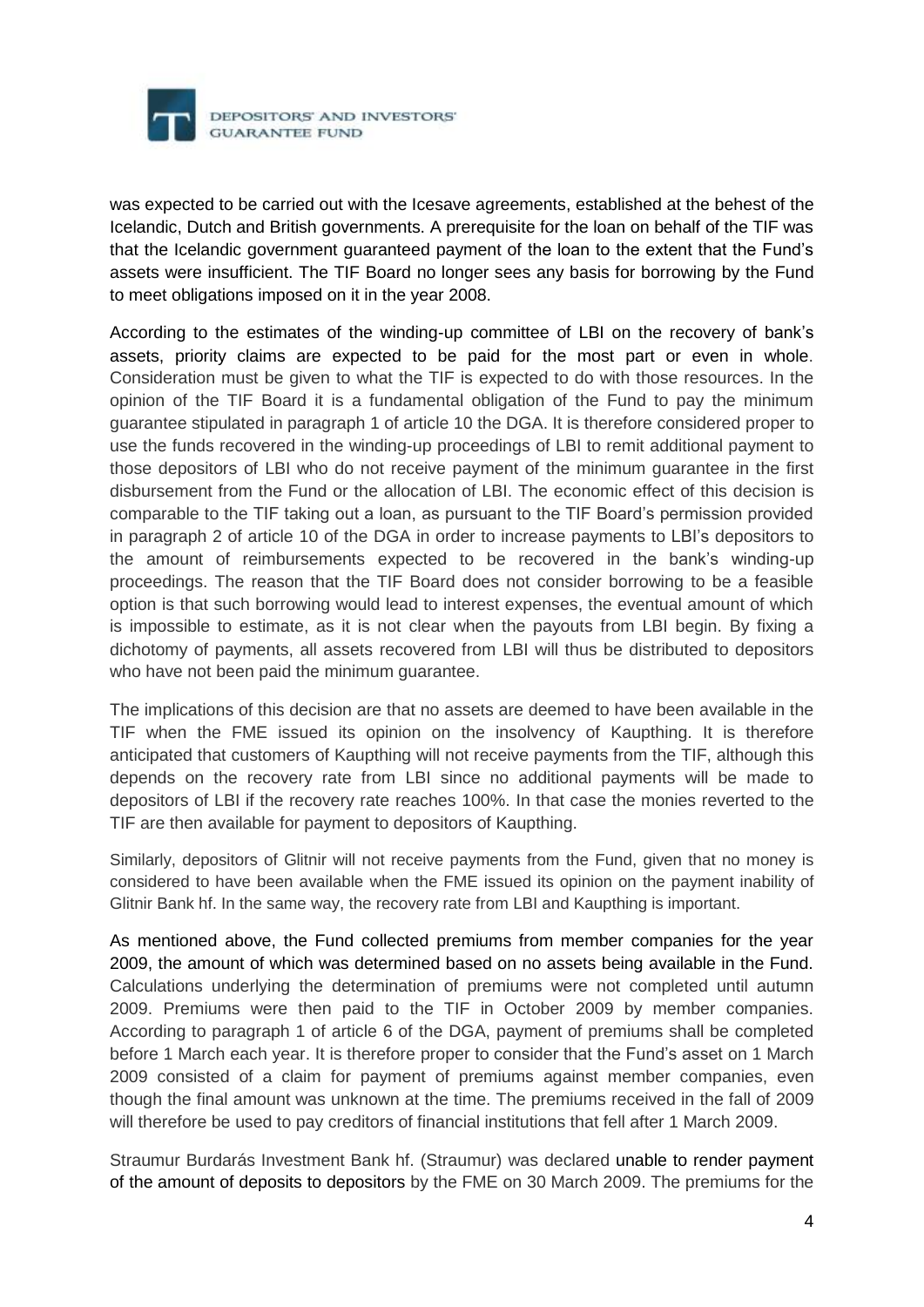was expected to be carried out with the Icesave agreements, established at the behest of the Icelandic, Dutch and British governments. A prerequisite for the loan on behalf of the TIF was that the Icelandic government guaranteed payment of the loan to the extent that the Fund's assets were insufficient. The TIF Board no longer sees any basis for borrowing by the Fund to meet obligations imposed on it in the year 2008.

According to the estimates of the winding-up committee of LBI on the recovery of bank's assets, priority claims are expected to be paid for the most part or even in whole. Consideration must be given to what the TIF is expected to do with those resources. In the opinion of the TIF Board it is a fundamental obligation of the Fund to pay the minimum guarantee stipulated in paragraph 1 of article 10 the DGA. It is therefore considered proper to use the funds recovered in the winding-up proceedings of LBI to remit additional payment to those depositors of LBI who do not receive payment of the minimum guarantee in the first disbursement from the Fund or the allocation of LBI. The economic effect of this decision is comparable to the TIF taking out a loan, as pursuant to the TIF Board's permission provided in paragraph 2 of article 10 of the DGA in order to increase payments to LBI's depositors to the amount of reimbursements expected to be recovered in the bank's winding-up proceedings. The reason that the TIF Board does not consider borrowing to be a feasible option is that such borrowing would lead to interest expenses, the eventual amount of which is impossible to estimate, as it is not clear when the payouts from LBI begin. By fixing a dichotomy of payments, all assets recovered from LBI will thus be distributed to depositors who have not been paid the minimum guarantee.

The implications of this decision are that no assets are deemed to have been available in the TIF when the FME issued its opinion on the insolvency of Kaupthing. It is therefore anticipated that customers of Kaupthing will not receive payments from the TIF, although this depends on the recovery rate from LBI since no additional payments will be made to depositors of LBI if the recovery rate reaches 100%. In that case the monies reverted to the TIF are then available for payment to depositors of Kaupthing.

Similarly, depositors of Glitnir will not receive payments from the Fund, given that no money is considered to have been available when the FME issued its opinion on the payment inability of Glitnir Bank hf. In the same way, the recovery rate from LBI and Kaupthing is important.

As mentioned above, the Fund collected premiums from member companies for the year 2009, the amount of which was determined based on no assets being available in the Fund. Calculations underlying the determination of premiums were not completed until autumn 2009. Premiums were then paid to the TIF in October 2009 by member companies. According to paragraph 1 of article 6 of the DGA, payment of premiums shall be completed before 1 March each year. It is therefore proper to consider that the Fund's asset on 1 March 2009 consisted of a claim for payment of premiums against member companies, even though the final amount was unknown at the time. The premiums received in the fall of 2009 will therefore be used to pay creditors of financial institutions that fell after 1 March 2009.

Straumur Burdarás Investment Bank hf. (Straumur) was declared unable to render payment of the amount of deposits to depositors by the FME on 30 March 2009. The premiums for the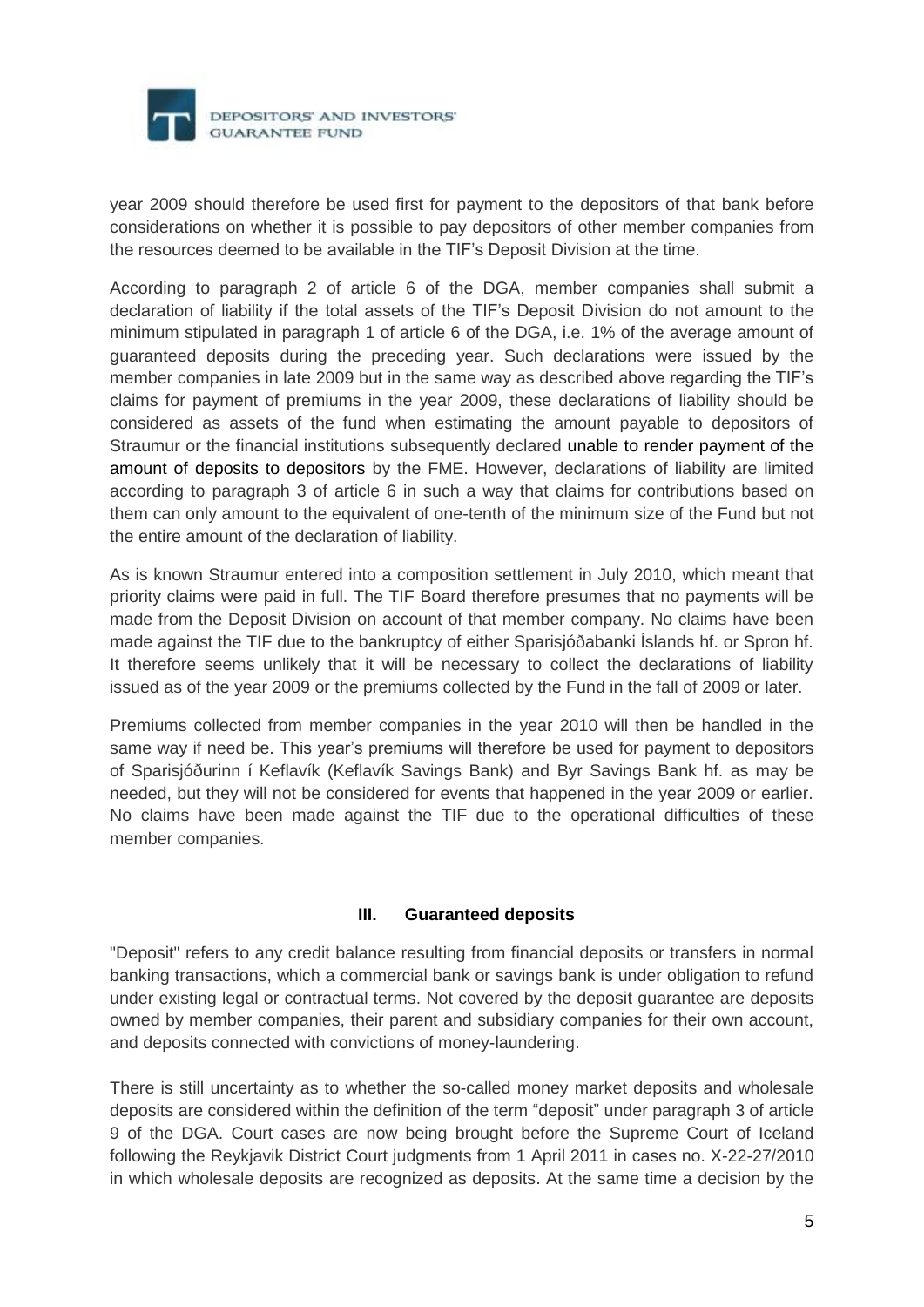year 2009 should therefore be used first for payment to the depositors of that bank before considerations on whether it is possible to pay depositors of other member companies from the resources deemed to be available in the TIF's Deposit Division at the time.

According to paragraph 2 of article 6 of the DGA, member companies shall submit a declaration of liability if the total assets of the TIF's Deposit Division do not amount to the minimum stipulated in paragraph 1 of article 6 of the DGA, i.e. 1% of the average amount of guaranteed deposits during the preceding year. Such declarations were issued by the member companies in late 2009 but in the same way as described above regarding the TIF's claims for payment of premiums in the year 2009, these declarations of liability should be considered as assets of the fund when estimating the amount payable to depositors of Straumur or the financial institutions subsequently declared unable to render payment of the amount of deposits to depositors by the FME. However, declarations of liability are limited according to paragraph 3 of article 6 in such a way that claims for contributions based on them can only amount to the equivalent of one-tenth of the minimum size of the Fund but not the entire amount of the declaration of liability.

As is known Straumur entered into a composition settlement in July 2010, which meant that priority claims were paid in full. The TIF Board therefore presumes that no payments will be made from the Deposit Division on account of that member company. No claims have been made against the TIF due to the bankruptcy of either Sparisjóðabanki Íslands hf. or Spron hf. It therefore seems unlikely that it will be necessary to collect the declarations of liability issued as of the year 2009 or the premiums collected by the Fund in the fall of 2009 or later.

Premiums collected from member companies in the year 2010 will then be handled in the same way if need be. This year's premiums will therefore be used for payment to depositors of Sparisjóðurinn í Keflavík (Keflavík Savings Bank) and Byr Savings Bank hf. as may be needed, but they will not be considered for events that happened in the year 2009 or earlier. No claims have been made against the TIF due to the operational difficulties of these member companies.

## III. Guaranteed deposits

"Deposit" refers to any credit balance resulting from financial deposits or transfers in normal banking transactions, which a commercial bank or savings bank is under obligation to refund under existing legal or contractual terms. Not covered by the deposit guarantee are deposits owned by member companies, their parent and subsidiary companies for their own account, and deposits connected with convictions of money-laundering.

There is still uncertainty as to whether the so-called money market deposits and wholesale deposits are considered within the definition of the term "deposit" under paragraph 3 of article 9 of the DGA. Court cases are now being brought before the Supreme Court of Iceland following the Reykjavik District Court judgments from 1 April 2011 in cases no. X-22-27/2010 in which wholesale deposits are recognized as deposits. At the same time a decision by the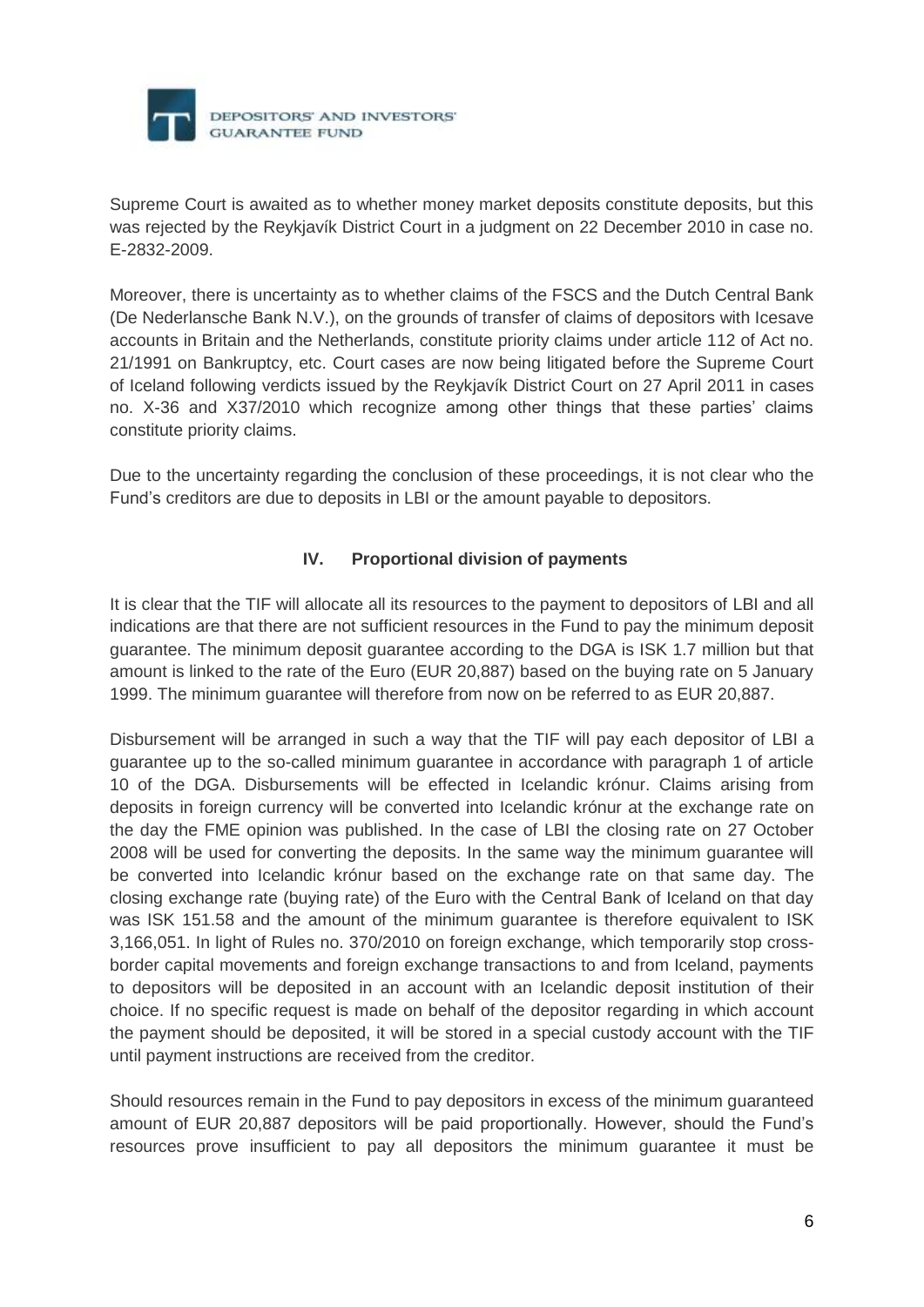Supreme Court is awaited as to whether money market deposits constitute deposits, but this was rejected by the Reykjavík District Court in a judgment on 22 December 2010 in case no. E-2832-2009.

Moreover, there is uncertainty as to whether claims of the FSCS and the Dutch Central Bank (De Nederlansche Bank N.V.), on the grounds of transfer of claims of depositors with Icesave accounts in Britain and the Netherlands, constitute priority claims under article 112 of Act no. 21/1991 on Bankruptcy, etc. Court cases are now being litigated before the Supreme Court of Iceland following verdicts issued by the Reykjavík District Court on 27 April 2011 in cases no. X-36 and X37/2010 which recognize among other things that these parties' claims constitute priority claims.

Due to the uncertainty regarding the conclusion of these proceedings, it is not clear who the Fund's creditors are due to deposits in LBI or the amount payable to depositors.

## IV. Proportional division of payments

It is clear that the TIF will allocate all its resources to the payment to depositors of LBI and all indications are that there are not sufficient resources in the Fund to pay the minimum deposit guarantee. The minimum deposit guarantee according to the DGA is ISK 1.7 million but that amount is linked to the rate of the Euro (EUR 20,887) based on the buying rate on 5 January 1999. The minimum guarantee will therefore from now on be referred to as EUR 20,887.

Disbursement will be arranged in such a way that the TIF will pay each depositor of LBI a guarantee up to the so-called minimum guarantee in accordance with paragraph 1 of article 10 of the DGA. Disbursements will be effected in Icelandic krónur. Claims arising from deposits in foreign currency will be converted into Icelandic krónur at the exchange rate on the day the FME opinion was published. In the case of LBI the closing rate on 27 October 2008 will be used for converting the deposits. In the same way the minimum guarantee will be converted into Icelandic krónur based on the exchange rate on that same day. The closing exchange rate (buying rate) of the Euro with the Central Bank of Iceland on that day was ISK 151.58 and the amount of the minimum guarantee is therefore equivalent to ISK 3,166,051. In light of Rules no. 370/2010 on foreign exchange, which temporarily stop cross-border capital movements and foreign exchange transactions to and from Iceland, payments to depositors will be deposited in an account with an Icelandic deposit institution of their choice. If no specific request is made on behalf of the depositor regarding in which account the payment should be deposited, it will be stored in a special custody account with the TIF until payment instructions are received from the creditor.

Should resources remain in the Fund to pay depositors in excess of the minimum guaranteed amount of EUR 20,887 depositors will be paid proportionally. However, should the Fund's resources prove insufficient to pay all depositors the minimum guarantee it must be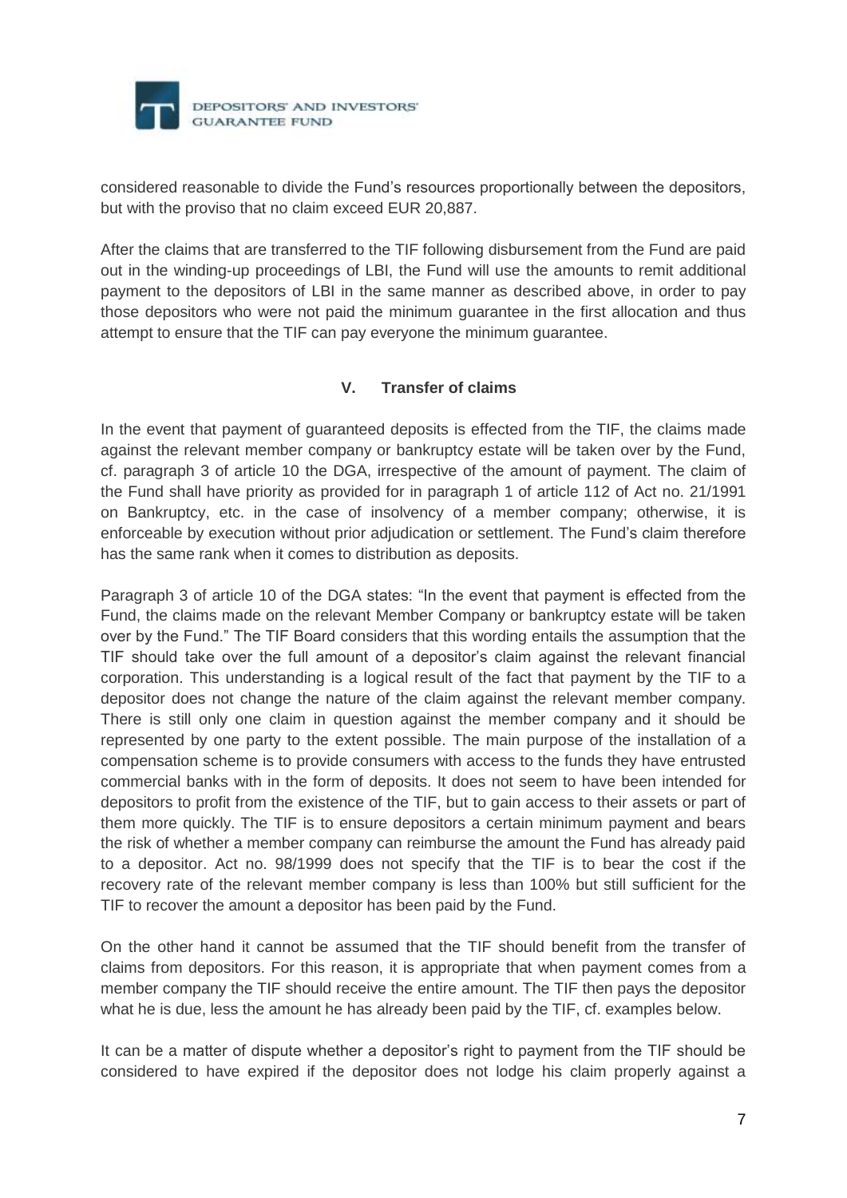considered reasonable to divide the Fund's resources proportionally between the depositors, but with the proviso that no claim exceed EUR 20,887.

After the claims that are transferred to the TIF following disbursement from the Fund are paid out in the winding-up proceedings of LBI, the Fund will use the amounts to remit additional payment to the depositors of LBI in the same manner as described above, in order to pay those depositors who were not paid the minimum guarantee in the first allocation and thus attempt to ensure that the TIF can pay everyone the minimum guarantee.

## V. Transfer of claims

In the event that payment of guaranteed deposits is effected from the TIF, the claims made against the relevant member company or bankruptcy estate will be taken over by the Fund, cf. paragraph 3 of article 10 the DGA, irrespective of the amount of payment. The claim of the Fund shall have priority as provided for in paragraph 1 of article 112 of Act no. 21/1991 on Bankruptcy, etc. in the case of insolvency of a member company; otherwise, it is enforceable by execution without prior adjudication or settlement. The Fund's claim therefore has the same rank when it comes to distribution as deposits.

Paragraph 3 of article 10 of the DGA states: "In the event that payment is effected from the Fund, the claims made on the relevant Member Company or bankruptcy estate will be taken over by the Fund." The TIF Board considers that this wording entails the assumption that the TIF should take over the full amount of a depositor's claim against the relevant financial corporation. This understanding is a logical result of the fact that payment by the TIF to a depositor does not change the nature of the claim against the relevant member company. There is still only one claim in question against the member company and it should be represented by one party to the extent possible. The main purpose of the installation of a compensation scheme is to provide consumers with access to the funds they have entrusted commercial banks with in the form of deposits. It does not seem to have been intended for depositors to profit from the existence of the TIF, but to gain access to their assets or part of them more quickly. The TIF is to ensure depositors a certain minimum payment and bears the risk of whether a member company can reimburse the amount the Fund has already paid to a depositor. Act no. 98/1999 does not specify that the TIF is to bear the cost if the recovery rate of the relevant member company is less than 100% but still sufficient for the TIF to recover the amount a depositor has been paid by the Fund.

On the other hand it cannot be assumed that the TIF should benefit from the transfer of claims from depositors. For this reason, it is appropriate that when payment comes from a member company the TIF should receive the entire amount. The TIF then pays the depositor what he is due, less the amount he has already been paid by the TIF, cf. examples below.

It can be a matter of dispute whether a depositor's right to payment from the TIF should be considered to have expired if the depositor does not lodge his claim properly against a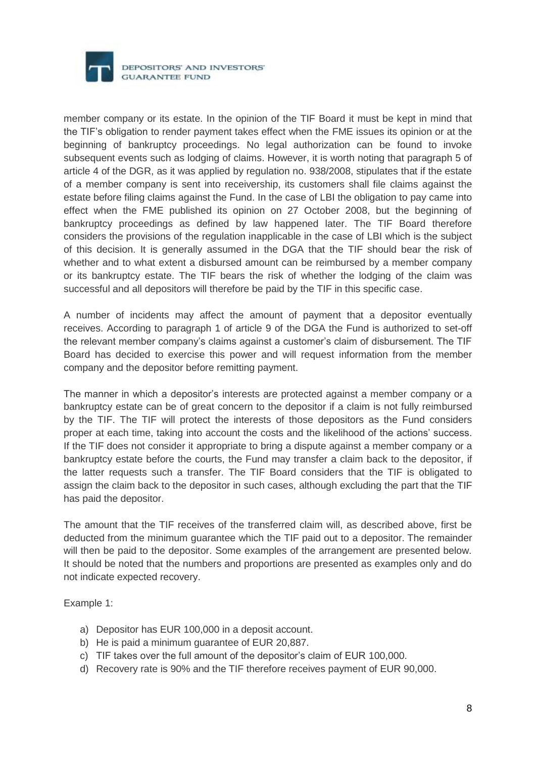member company or its estate. In the opinion of the TIF Board it must be kept in mind that the TIF's obligation to render payment takes effect when the FME issues its opinion or at the beginning of bankruptcy proceedings. No legal authorization can be found to invoke subsequent events such as lodging of claims. However, it is worth noting that paragraph 5 of article 4 of the DGR, as it was applied by regulation no. 938/2008, stipulates that if the estate of a member company is sent into receivership, its customers shall file claims against the estate before filing claims against the Fund. In the case of LBI the obligation to pay came into effect when the FME published its opinion on 27 October 2008, but the beginning of bankruptcy proceedings as defined by law happened later. The TIF Board therefore considers the provisions of the regulation inapplicable in the case of LBI which is the subject of this decision. It is generally assumed in the DGA that the TIF should bear the risk of whether and to what extent a disbursed amount can be reimbursed by a member company or its bankruptcy estate. The TIF bears the risk of whether the lodging of the claim was successful and all depositors will therefore be paid by the TIF in this specific case.

A number of incidents may affect the amount of payment that a depositor eventually receives. According to paragraph 1 of article 9 of the DGA the Fund is authorized to set-off the relevant member company's claims against a customer's claim of disbursement. The TIF Board has decided to exercise this power and will request information from the member company and the depositor before remitting payment.

The manner in which a depositor's interests are protected against a member company or a bankruptcy estate can be of great concern to the depositor if a claim is not fully reimbursed by the TIF. The TIF will protect the interests of those depositors as the Fund considers proper at each time, taking into account the costs and the likelihood of the actions' success. If the TIF does not consider it appropriate to bring a dispute against a member company or a bankruptcy estate before the courts, the Fund may transfer a claim back to the depositor, if the latter requests such a transfer. The TIF Board considers that the TIF is obligated to assign the claim back to the depositor in such cases, although excluding the part that the TIF has paid the depositor.

The amount that the TIF receives of the transferred claim will, as described above, first be deducted from the minimum guarantee which the TIF paid out to a depositor. The remainder will then be paid to the depositor. Some examples of the arrangement are presented below. It should be noted that the numbers and proportions are presented as examples only and do not indicate expected recovery.

Example 1:

a) Depositor has EUR 100,000 in a deposit account.
b) He is paid a minimum guarantee of EUR 20,887.
c) TIF takes over the full amount of the depositor's claim of EUR 100,000.
d) Recovery rate is 90% and the TIF therefore receives payment of EUR 90,000.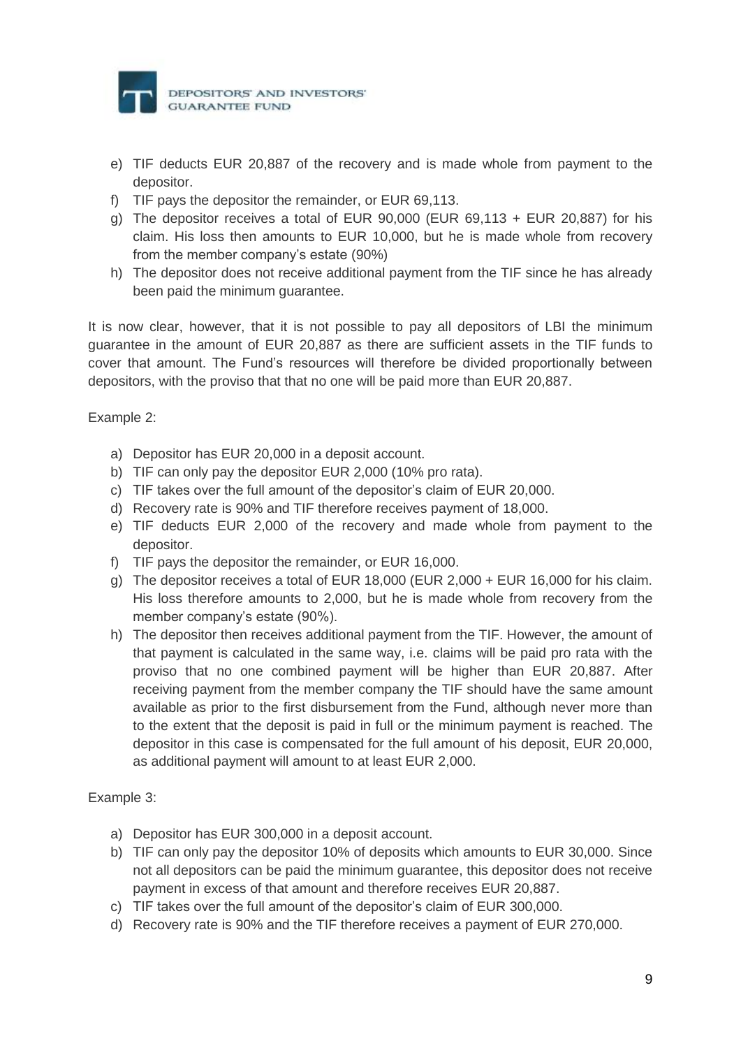e) TIF deducts EUR 20,887 of the recovery and is made whole from payment to the depositor.
f) TIF pays the depositor the remainder, or EUR 69,113.
g) The depositor receives a total of EUR 90,000 (EUR 69,113 + EUR 20,887) for his claim. His loss then amounts to EUR 10,000, but he is made whole from recovery from the member company's estate (90%)
h) The depositor does not receive additional payment from the TIF since he has already been paid the minimum guarantee.

It is now clear, however, that it is not possible to pay all depositors of LBI the minimum guarantee in the amount of EUR 20,887 as there are sufficient assets in the TIF funds to cover that amount. The Fund's resources will therefore be divided proportionally between depositors, with the proviso that that no one will be paid more than EUR 20,887.

Example 2:

a) Depositor has EUR 20,000 in a deposit account.
b) TIF can only pay the depositor EUR 2,000 (10% pro rata).
c) TIF takes over the full amount of the depositor's claim of EUR 20,000.
d) Recovery rate is 90% and TIF therefore receives payment of 18,000.
e) TIF deducts EUR 2,000 of the recovery and made whole from payment to the depositor.
f) TIF pays the depositor the remainder, or EUR 16,000.
g) The depositor receives a total of EUR 18,000 (EUR 2,000 + EUR 16,000 for his claim. His loss therefore amounts to 2,000, but he is made whole from recovery from the member company's estate (90%).
h) The depositor then receives additional payment from the TIF. However, the amount of that payment is calculated in the same way, i.e. claims will be paid pro rata with the proviso that no one combined payment will be higher than EUR 20,887. After receiving payment from the member company the TIF should have the same amount available as prior to the first disbursement from the Fund, although never more than to the extent that the deposit is paid in full or the minimum payment is reached. The depositor in this case is compensated for the full amount of his deposit, EUR 20,000, as additional payment will amount to at least EUR 2,000.

Example 3:

a) Depositor has EUR 300,000 in a deposit account.
b) TIF can only pay the depositor 10% of deposits which amounts to EUR 30,000. Since not all depositors can be paid the minimum guarantee, this depositor does not receive payment in excess of that amount and therefore receives EUR 20,887.
c) TIF takes over the full amount of the depositor's claim of EUR 300,000.
d) Recovery rate is 90% and the TIF therefore receives a payment of EUR 270,000.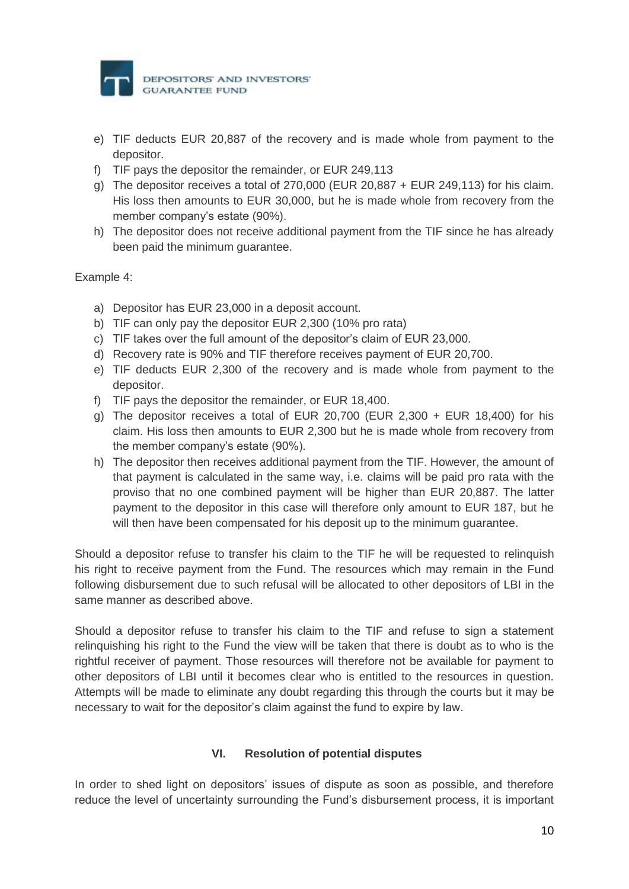e) TIF deducts EUR 20,887 of the recovery and is made whole from payment to the depositor.
f) TIF pays the depositor the remainder, or EUR 249,113
g) The depositor receives a total of 270,000 (EUR 20,887 + EUR 249,113) for his claim. His loss then amounts to EUR 30,000, but he is made whole from recovery from the member company's estate (90%).
h) The depositor does not receive additional payment from the TIF since he has already been paid the minimum guarantee.

Example 4:

a) Depositor has EUR 23,000 in a deposit account.
b) TIF can only pay the depositor EUR 2,300 (10% pro rata)
c) TIF takes over the full amount of the depositor's claim of EUR 23,000.
d) Recovery rate is 90% and TIF therefore receives payment of EUR 20,700.
e) TIF deducts EUR 2,300 of the recovery and is made whole from payment to the depositor.
f) TIF pays the depositor the remainder, or EUR 18,400.
g) The depositor receives a total of EUR 20,700 (EUR 2,300 + EUR 18,400) for his claim. His loss then amounts to EUR 2,300 but he is made whole from recovery from the member company's estate (90%).
h) The depositor then receives additional payment from the TIF. However, the amount of that payment is calculated in the same way, i.e. claims will be paid pro rata with the proviso that no one combined payment will be higher than EUR 20,887. The latter payment to the depositor in this case will therefore only amount to EUR 187, but he will then have been compensated for his deposit up to the minimum guarantee.

Should a depositor refuse to transfer his claim to the TIF he will be requested to relinquish his right to receive payment from the Fund. The resources which may remain in the Fund following disbursement due to such refusal will be allocated to other depositors of LBI in the same manner as described above.

Should a depositor refuse to transfer his claim to the TIF and refuse to sign a statement relinquishing his right to the Fund the view will be taken that there is doubt as to who is the rightful receiver of payment. Those resources will therefore not be available for payment to other depositors of LBI until it becomes clear who is entitled to the resources in question. Attempts will be made to eliminate any doubt regarding this through the courts but it may be necessary to wait for the depositor's claim against the fund to expire by law.

## VI. Resolution of potential disputes

In order to shed light on depositors' issues of dispute as soon as possible, and therefore reduce the level of uncertainty surrounding the Fund's disbursement process, it is important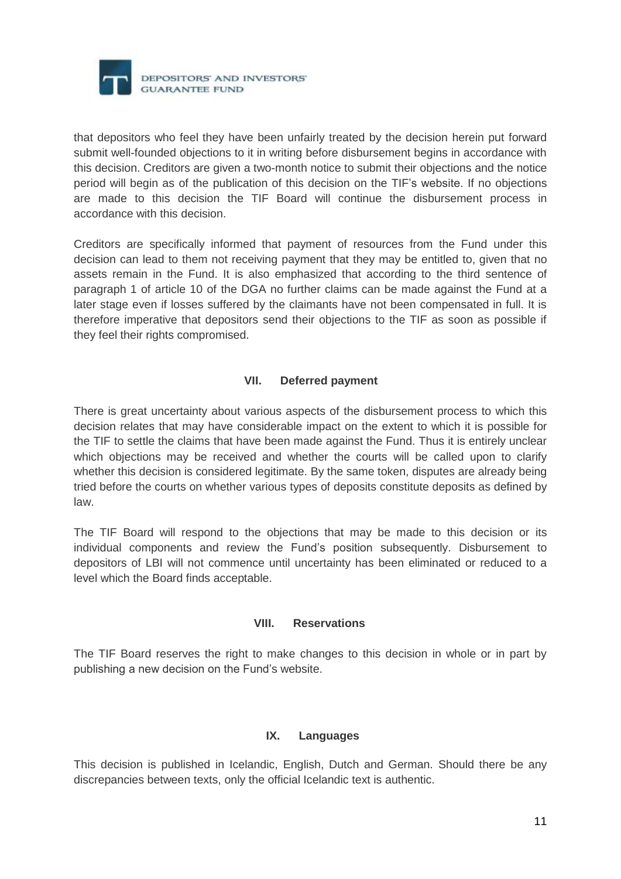that depositors who feel they have been unfairly treated by the decision herein put forward submit well-founded objections to it in writing before disbursement begins in accordance with this decision. Creditors are given a two-month notice to submit their objections and the notice period will begin as of the publication of this decision on the TIF's website. If no objections are made to this decision the TIF Board will continue the disbursement process in accordance with this decision.

Creditors are specifically informed that payment of resources from the Fund under this decision can lead to them not receiving payment that they may be entitled to, given that no assets remain in the Fund. It is also emphasized that according to the third sentence of paragraph 1 of article 10 of the DGA no further claims can be made against the Fund at a later stage even if losses suffered by the claimants have not been compensated in full. It is therefore imperative that depositors send their objections to the TIF as soon as possible if they feel their rights compromised.

## VII. Deferred payment

There is great uncertainty about various aspects of the disbursement process to which this decision relates that may have considerable impact on the extent to which it is possible for the TIF to settle the claims that have been made against the Fund. Thus it is entirely unclear which objections may be received and whether the courts will be called upon to clarify whether this decision is considered legitimate. By the same token, disputes are already being tried before the courts on whether various types of deposits constitute deposits as defined by law.

The TIF Board will respond to the objections that may be made to this decision or its individual components and review the Fund's position subsequently. Disbursement to depositors of LBI will not commence until uncertainty has been eliminated or reduced to a level which the Board finds acceptable.

## VIII. Reservations

The TIF Board reserves the right to make changes to this decision in whole or in part by publishing a new decision on the Fund's website.

## IX. Languages

This decision is published in Icelandic, English, Dutch and German. Should there be any discrepancies between texts, only the official Icelandic text is authentic.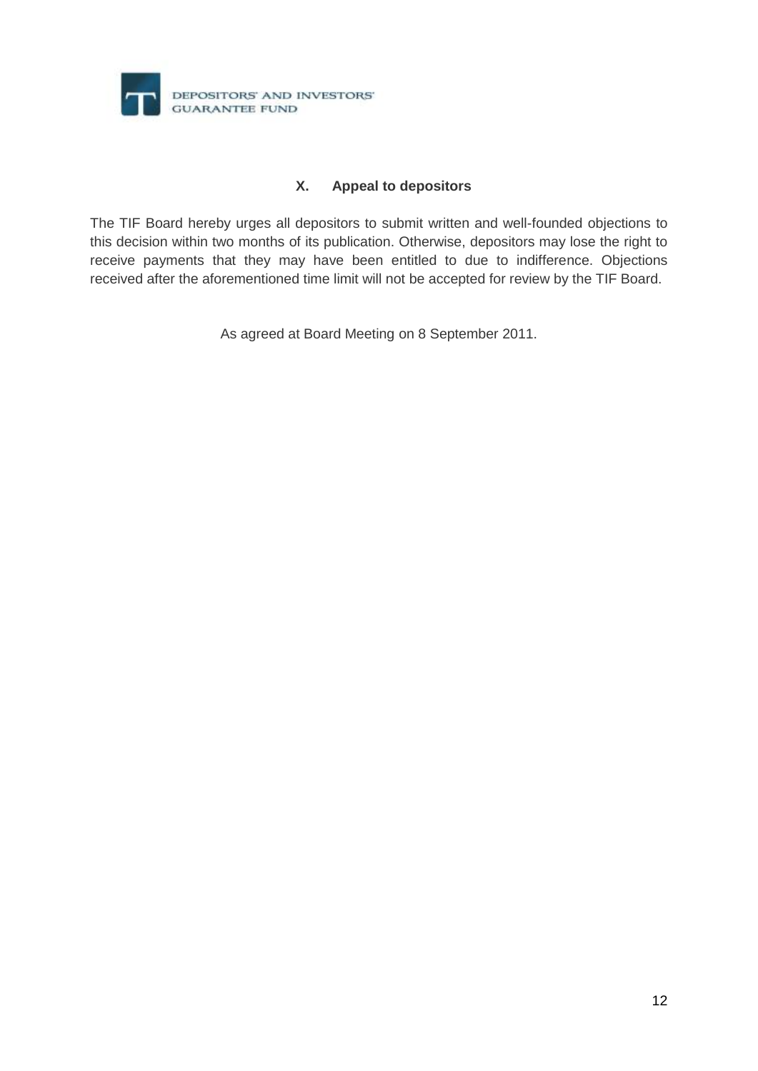## X. Appeal to depositors

The TIF Board hereby urges all depositors to submit written and well-founded objections to this decision within two months of its publication. Otherwise, depositors may lose the right to receive payments that they may have been entitled to due to indifference. Objections received after the aforementioned time limit will not be accepted for review by the TIF Board.

As agreed at Board Meeting on 8 September 2011.